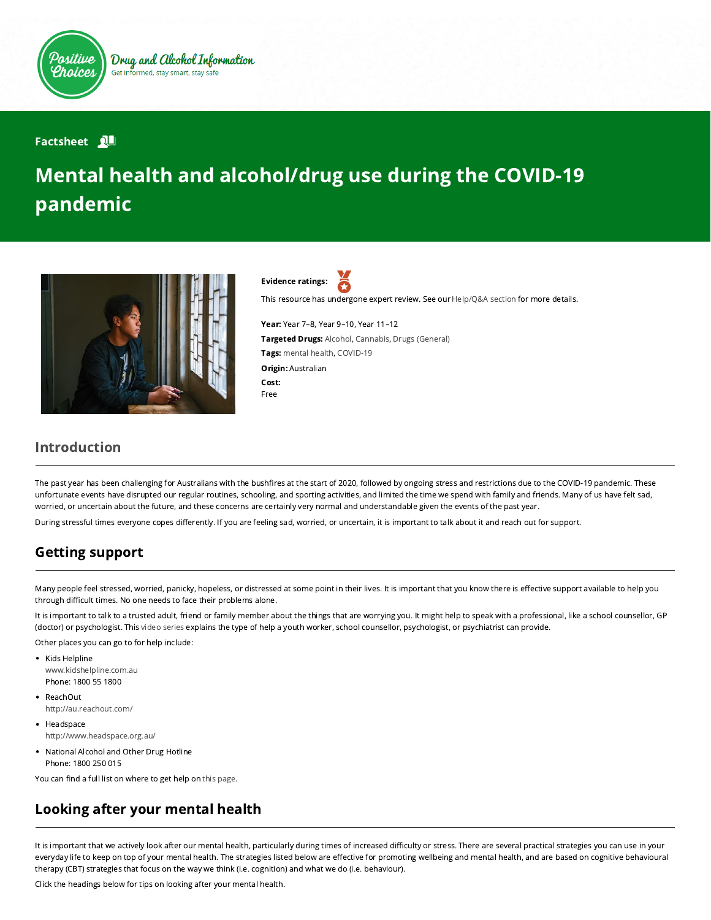Positive Choices

Drug and Alcohol Information
Get informed, stay smart, stay safe

Factsheet

# Mental health and alcohol/drug use during the COVID-19 pandemic

**Evidence ratings:**

This resource has undergone expert review. See our Help/Q&A section for more details.

**Year:** Year 7–8, Year 9–10, Year 11–12

**Targeted Drugs:** Alcohol, Cannabis, Drugs (General)

**Tags:** mental health, COVID-19

**Origin:** Australian

**Cost:**
Free

## Introduction

The past year has been challenging for Australians with the bushfires at the start of 2020, followed by ongoing stress and restrictions due to the COVID-19 pandemic. These unfortunate events have disrupted our regular routines, schooling, and sporting activities, and limited the time we spend with family and friends. Many of us have felt sad, worried, or uncertain about the future, and these concerns are certainly very normal and understandable given the events of the past year.

During stressful times everyone copes differently. If you are feeling sad, worried, or uncertain, it is important to talk about it and reach out for support.

## Getting support

Many people feel stressed, worried, panicky, hopeless, or distressed at some point in their lives. It is important that you know there is effective support available to help you through difficult times. No one needs to face their problems alone.

It is important to talk to a trusted adult, friend or family member about the things that are worrying you. It might help to speak with a professional, like a school counsellor, GP (doctor) or psychologist. This video series explains the type of help a youth worker, school counsellor, psychologist, or psychiatrist can provide.

Other places you can go to for help include:

- Kids Helpline
  www.kidshelpline.com.au
  Phone: 1800 55 1800
- ReachOut
  http://au.reachout.com/
- Headspace
  http://www.headspace.org.au/
- National Alcohol and Other Drug Hotline
  Phone: 1800 250 015

You can find a full list on where to get help on this page.

## Looking after your mental health

It is important that we actively look after our mental health, particularly during times of increased difficulty or stress. There are several practical strategies you can use in your everyday life to keep on top of your mental health. The strategies listed below are effective for promoting wellbeing and mental health, and are based on cognitive behavioural therapy (CBT) strategies that focus on the way we think (i.e. cognition) and what we do (i.e. behaviour).

Click the headings below for tips on looking after your mental health.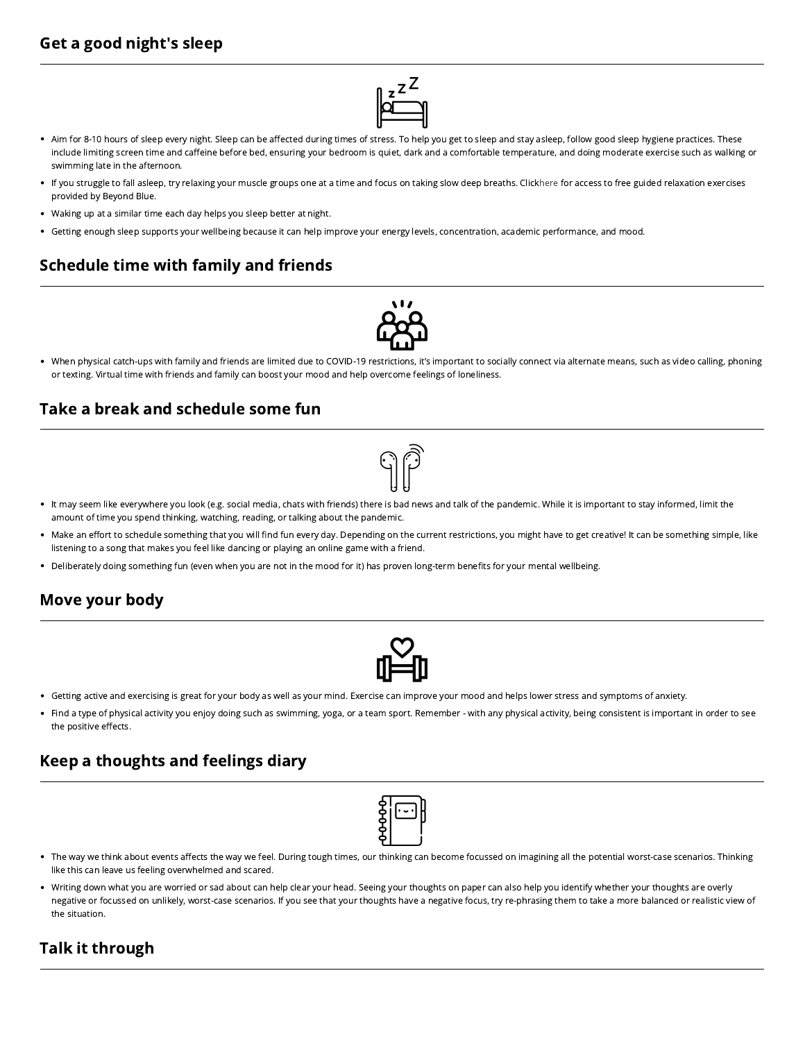## Get a good night's sleep

- Aim for 8-10 hours of sleep every night. Sleep can be affected during times of stress. To help you get to sleep and stay asleep, follow good sleep hygiene practices. These include limiting screen time and caffeine before bed, ensuring your bedroom is quiet, dark and a comfortable temperature, and doing moderate exercise such as walking or swimming late in the afternoon.
- If you struggle to fall asleep, try relaxing your muscle groups one at a time and focus on taking slow deep breaths. Clickhere for access to free guided relaxation exercises provided by Beyond Blue.
- Waking up at a similar time each day helps you sleep better at night.
- Getting enough sleep supports your wellbeing because it can help improve your energy levels, concentration, academic performance, and mood.

## Schedule time with family and friends

- When physical catch-ups with family and friends are limited due to COVID-19 restrictions, it's important to socially connect via alternate means, such as video calling, phoning or texting. Virtual time with friends and family can boost your mood and help overcome feelings of loneliness.

## Take a break and schedule some fun

- It may seem like everywhere you look (e.g. social media, chats with friends) there is bad news and talk of the pandemic. While it is important to stay informed, limit the amount of time you spend thinking, watching, reading, or talking about the pandemic.
- Make an effort to schedule something that you will find fun every day. Depending on the current restrictions, you might have to get creative! It can be something simple, like listening to a song that makes you feel like dancing or playing an online game with a friend.
- Deliberately doing something fun (even when you are not in the mood for it) has proven long-term benefits for your mental wellbeing.

## Move your body

- Getting active and exercising is great for your body as well as your mind. Exercise can improve your mood and helps lower stress and symptoms of anxiety.
- Find a type of physical activity you enjoy doing such as swimming, yoga, or a team sport. Remember - with any physical activity, being consistent is important in order to see the positive effects.

## Keep a thoughts and feelings diary

- The way we think about events affects the way we feel. During tough times, our thinking can become focussed on imagining all the potential worst-case scenarios. Thinking like this can leave us feeling overwhelmed and scared.
- Writing down what you are worried or sad about can help clear your head. Seeing your thoughts on paper can also help you identify whether your thoughts are overly negative or focussed on unlikely, worst-case scenarios. If you see that your thoughts have a negative focus, try re-phrasing them to take a more balanced or realistic view of the situation.

## Talk it through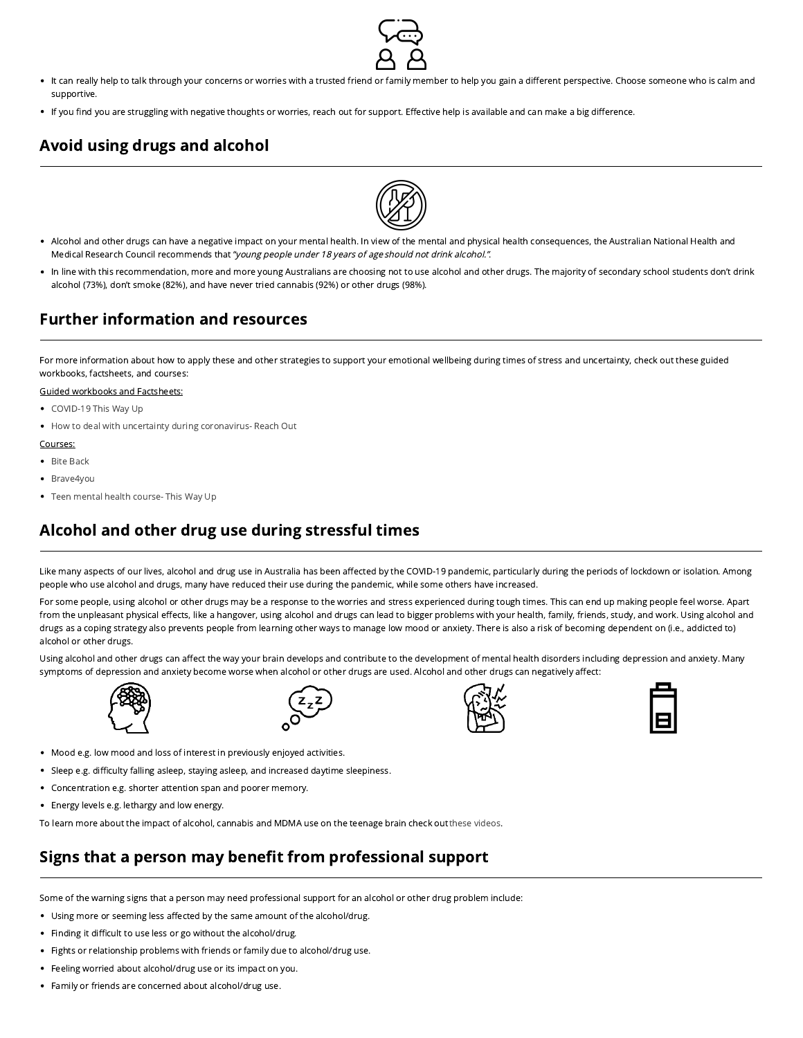- It can really help to talk through your concerns or worries with a trusted friend or family member to help you gain a different perspective. Choose someone who is calm and supportive.
- If you find you are struggling with negative thoughts or worries, reach out for support. Effective help is available and can make a big difference.

## Avoid using drugs and alcohol

- Alcohol and other drugs can have a negative impact on your mental health. In view of the mental and physical health consequences, the Australian National Health and Medical Research Council recommends that *"young people under 18 years of age should not drink alcohol."*.
- In line with this recommendation, more and more young Australians are choosing not to use alcohol and other drugs. The majority of secondary school students don't drink alcohol (73%), don't smoke (82%), and have never tried cannabis (92%) or other drugs (98%).

## Further information and resources

For more information about how to apply these and other strategies to support your emotional wellbeing during times of stress and uncertainty, check out these guided workbooks, factsheets, and courses:

Guided workbooks and Factsheets:

- COVID-19 This Way Up
- How to deal with uncertainty during coronavirus- Reach Out

Courses:

- Bite Back
- Brave4you
- Teen mental health course- This Way Up

## Alcohol and other drug use during stressful times

Like many aspects of our lives, alcohol and drug use in Australia has been affected by the COVID-19 pandemic, particularly during the periods of lockdown or isolation. Among people who use alcohol and drugs, many have reduced their use during the pandemic, while some others have increased.

For some people, using alcohol or other drugs may be a response to the worries and stress experienced during tough times. This can end up making people feel worse. Apart from the unpleasant physical effects, like a hangover, using alcohol and drugs can lead to bigger problems with your health, family, friends, study, and work. Using alcohol and drugs as a coping strategy also prevents people from learning other ways to manage low mood or anxiety. There is also a risk of becoming dependent on (i.e., addicted to) alcohol or other drugs.

Using alcohol and other drugs can affect the way your brain develops and contribute to the development of mental health disorders including depression and anxiety. Many symptoms of depression and anxiety become worse when alcohol or other drugs are used. Alcohol and other drugs can negatively affect:

- Mood e.g. low mood and loss of interest in previously enjoyed activities.
- Sleep e.g. difficulty falling asleep, staying asleep, and increased daytime sleepiness.
- Concentration e.g. shorter attention span and poorer memory.
- Energy levels e.g. lethargy and low energy.

To learn more about the impact of alcohol, cannabis and MDMA use on the teenage brain check out these videos.

## Signs that a person may benefit from professional support

Some of the warning signs that a person may need professional support for an alcohol or other drug problem include:

- Using more or seeming less affected by the same amount of the alcohol/drug.
- Finding it difficult to use less or go without the alcohol/drug.
- Fights or relationship problems with friends or family due to alcohol/drug use.
- Feeling worried about alcohol/drug use or its impact on you.
- Family or friends are concerned about alcohol/drug use.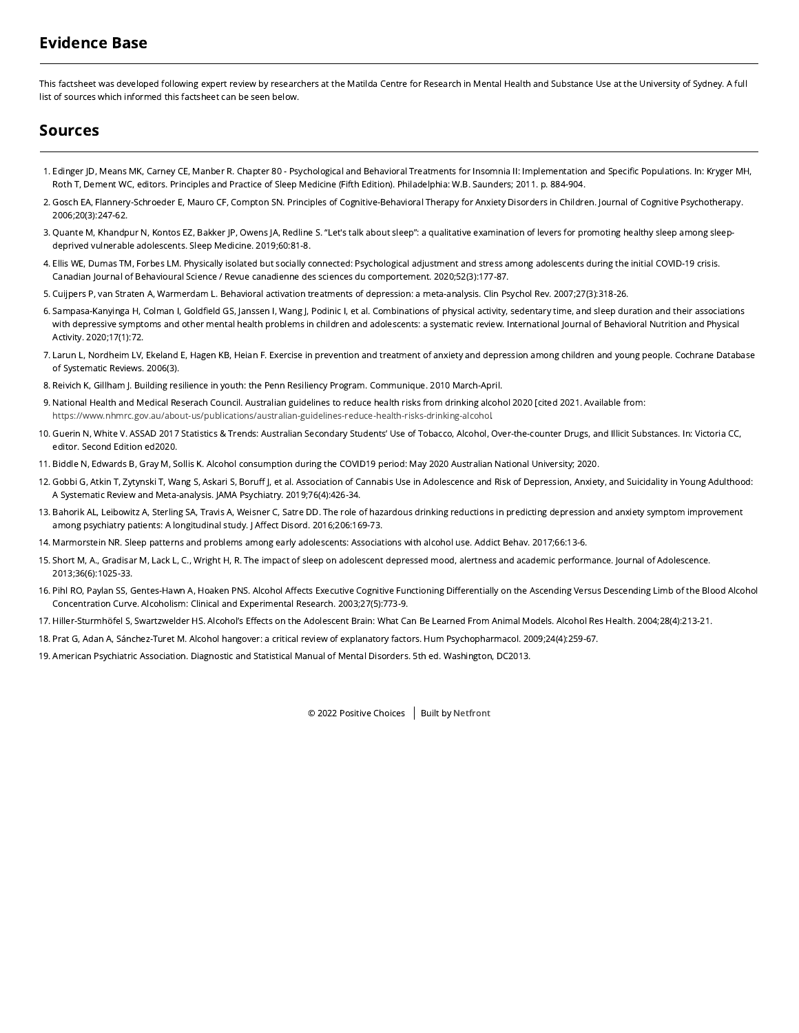## Evidence Base

This factsheet was developed following expert review by researchers at the Matilda Centre for Research in Mental Health and Substance Use at the University of Sydney. A full list of sources which informed this factsheet can be seen below.

## Sources

1. Edinger JD, Means MK, Carney CE, Manber R. Chapter 80 - Psychological and Behavioral Treatments for Insomnia II: Implementation and Specific Populations. In: Kryger MH, Roth T, Dement WC, editors. Principles and Practice of Sleep Medicine (Fifth Edition). Philadelphia: W.B. Saunders; 2011. p. 884-904.
2. Gosch EA, Flannery-Schroeder E, Mauro CF, Compton SN. Principles of Cognitive-Behavioral Therapy for Anxiety Disorders in Children. Journal of Cognitive Psychotherapy. 2006;20(3):247-62.
3. Quante M, Khandpur N, Kontos EZ, Bakker JP, Owens JA, Redline S. "Let's talk about sleep": a qualitative examination of levers for promoting healthy sleep among sleep-deprived vulnerable adolescents. Sleep Medicine. 2019;60:81-8.
4. Ellis WE, Dumas TM, Forbes LM. Physically isolated but socially connected: Psychological adjustment and stress among adolescents during the initial COVID-19 crisis. Canadian Journal of Behavioural Science / Revue canadienne des sciences du comportement. 2020;52(3):177-87.
5. Cuijpers P, van Straten A, Warmerdam L. Behavioral activation treatments of depression: a meta-analysis. Clin Psychol Rev. 2007;27(3):318-26.
6. Sampasa-Kanyinga H, Colman I, Goldfield GS, Janssen I, Wang J, Podinic I, et al. Combinations of physical activity, sedentary time, and sleep duration and their associations with depressive symptoms and other mental health problems in children and adolescents: a systematic review. International Journal of Behavioral Nutrition and Physical Activity. 2020;17(1):72.
7. Larun L, Nordheim LV, Ekeland E, Hagen KB, Heian F. Exercise in prevention and treatment of anxiety and depression among children and young people. Cochrane Database of Systematic Reviews. 2006(3).
8. Reivich K, Gillham J. Building resilience in youth: the Penn Resiliency Program. Communique. 2010 March-April.
9. National Health and Medical Reserach Council. Australian guidelines to reduce health risks from drinking alcohol 2020 [cited 2021. Available from: https://www.nhmrc.gov.au/about-us/publications/australian-guidelines-reduce-health-risks-drinking-alcohol.
10. Guerin N, White V. ASSAD 2017 Statistics & Trends: Australian Secondary Students' Use of Tobacco, Alcohol, Over-the-counter Drugs, and Illicit Substances. In: Victoria CC, editor. Second Edition ed2020.
11. Biddle N, Edwards B, Gray M, Sollis K. Alcohol consumption during the COVID19 period: May 2020 Australian National University; 2020.
12. Gobbi G, Atkin T, Zytynski T, Wang S, Askari S, Boruff J, et al. Association of Cannabis Use in Adolescence and Risk of Depression, Anxiety, and Suicidality in Young Adulthood: A Systematic Review and Meta-analysis. JAMA Psychiatry. 2019;76(4):426-34.
13. Bahorik AL, Leibowitz A, Sterling SA, Travis A, Weisner C, Satre DD. The role of hazardous drinking reductions in predicting depression and anxiety symptom improvement among psychiatry patients: A longitudinal study. J Affect Disord. 2016;206:169-73.
14. Marmorstein NR. Sleep patterns and problems among early adolescents: Associations with alcohol use. Addict Behav. 2017;66:13-6.
15. Short M, A., Gradisar M, Lack L, C., Wright H, R. The impact of sleep on adolescent depressed mood, alertness and academic performance. Journal of Adolescence. 2013;36(6):1025-33.
16. Pihl RO, Paylan SS, Gentes-Hawn A, Hoaken PNS. Alcohol Affects Executive Cognitive Functioning Differentially on the Ascending Versus Descending Limb of the Blood Alcohol Concentration Curve. Alcoholism: Clinical and Experimental Research. 2003;27(5):773-9.
17. Hiller-Sturmhöfel S, Swartzwelder HS. Alcohol's Effects on the Adolescent Brain: What Can Be Learned From Animal Models. Alcohol Res Health. 2004;28(4):213-21.
18. Prat G, Adan A, Sánchez-Turet M. Alcohol hangover: a critical review of explanatory factors. Hum Psychopharmacol. 2009;24(4):259-67.
19. American Psychiatric Association. Diagnostic and Statistical Manual of Mental Disorders. 5th ed. Washington, DC2013.